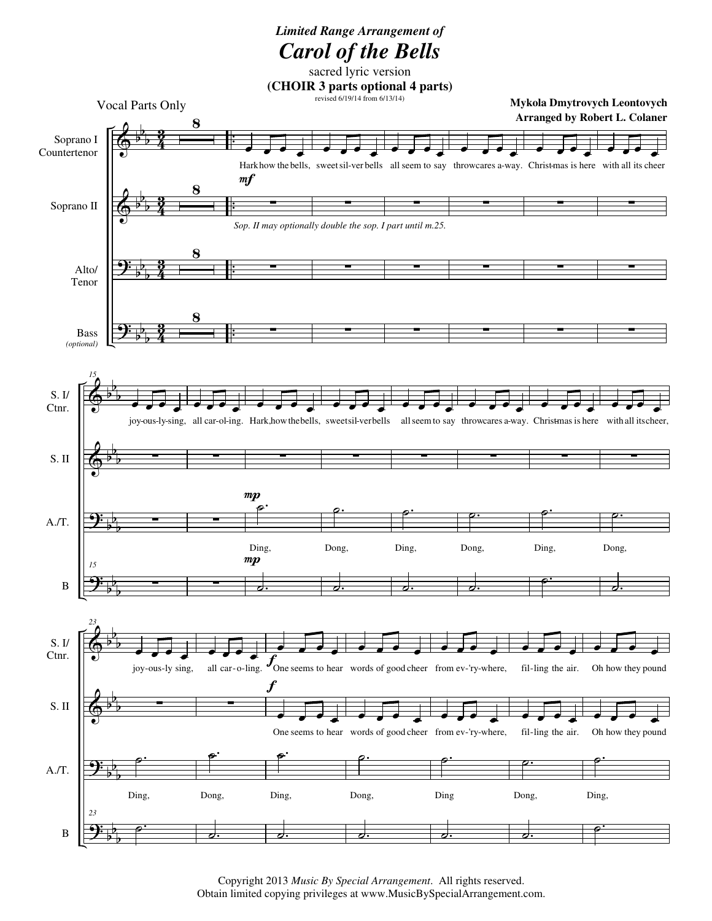*Limited Range Arrangement of*

# *Carol of the Bells*

sacred lyric version

**(CHOIR 3 parts optional 4 parts)**

revised 6/19/14 from 6/13/14)

Vocal Parts Only

**Mykola Dmytrovych Leontovych**

**Arranged by Robert L. Colaner**

Soprano I / Countertenor: Hark how the bells, sweet sil-ver bells all seem to say throw cares a-way. Christ-mas is here with all its cheer joy-ous-ly sing, all car-ol-ing. Hark, how the bells, sweet sil-ver bells all seem to say throw cares a-way. Christ-mas is here with all its cheer, joy-ous-ly sing, all car-o-ling. One seems to hear words of good cheer from ev-'ry-where, fil-ling the air. Oh how they pound

Soprano II: *Sop. II may optionally double the sop. I part until m.25.* One seems to hear words of good cheer from ev-'ry-where, fil-ling the air. Oh how they pound

Alto/Tenor: Ding, Dong, Ding, Dong, Ding, Dong, Ding, Dong, Ding, Dong, Ding Dong, Ding,

Bass (optional)

Copyright 2013 *Music By Special Arrangement*. All rights reserved.
Obtain limited copying privileges at www.MusicBySpecialArrangement.com.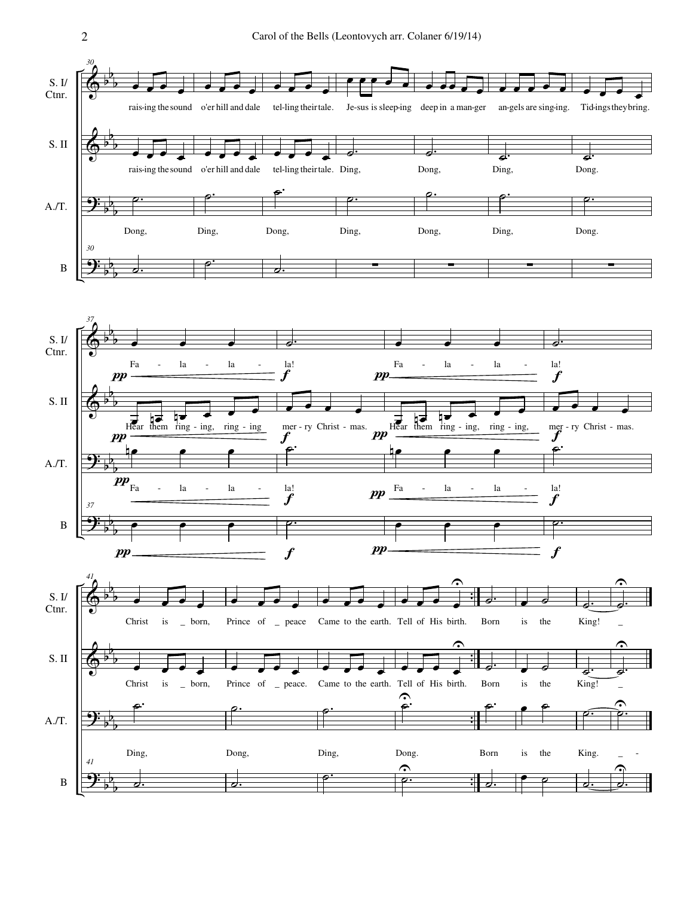S. I/ Ctnr.

raising the sound o'er hill and dale telling their tale. Jesus is sleeping deep in a manger angels are singing. Tidings they bring.

S. II

raising the sound o'er hill and dale telling their tale. Ding, Dong, Ding, Dong.

A./T.

Dong, Ding, Dong, Ding, Dong, Ding, Dong.

B

S. I/ Ctnr.

Fa - la - la - la! Fa - la - la - la!

*pp* *f* *pp* *f*

S. II

Hear them ring - ing, ring - ing mer - ry Christ - mas. Hear them ring - ing, ring - ing, mer - ry Christ - mas.

*pp* *f* *pp* *f*

A./T.

*pp* Fa - la - la - la! Fa - la - la - la!

*f* *pp* *f*

B

*pp* *f* *pp* *f*

S. I/ Ctnr.

Christ is _ born, Prince of _ peace Came to the earth. Tell of His birth. Born is the King! _

S. II

Christ is _ born, Prince of _ peace. Came to the earth. Tell of His birth. Born is the King! _

A./T.

Ding, Dong, Ding, Dong. Born is the King. _ -

B